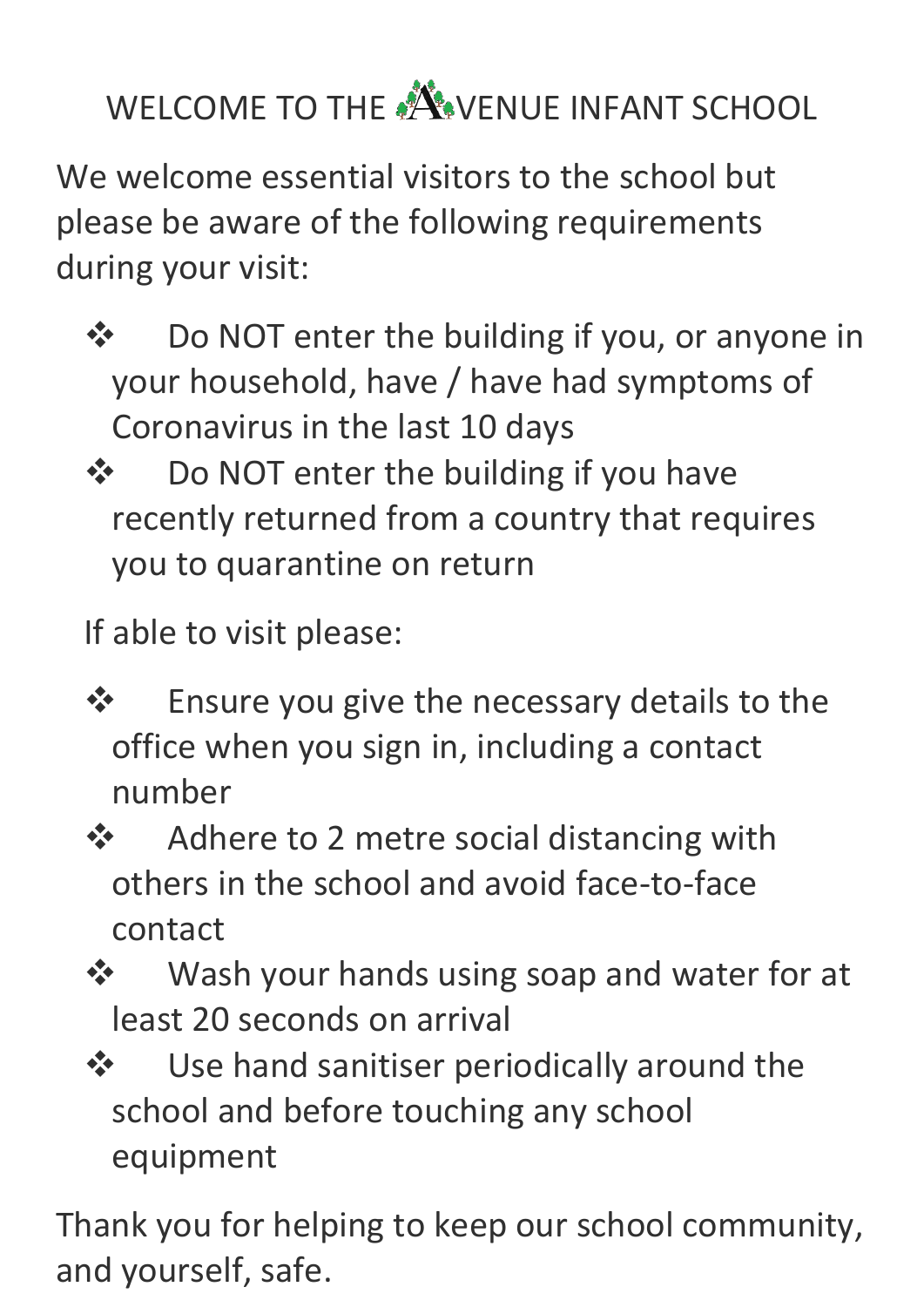# WELCOME TO THE AVENUE INFANT SCHOOL

We welcome essential visitors to the school but please be aware of the following requirements during your visit:

- Do NOT enter the building if you, or anyone in your household, have / have had symptoms of Coronavirus in the last 10 days
- Do NOT enter the building if you have recently returned from a country that requires you to quarantine on return

If able to visit please:

- Ensure you give the necessary details to the office when you sign in, including a contact number
- Adhere to 2 metre social distancing with others in the school and avoid face-to-face contact
- Wash your hands using soap and water for at least 20 seconds on arrival
- Use hand sanitiser periodically around the school and before touching any school equipment

Thank you for helping to keep our school community, and yourself, safe.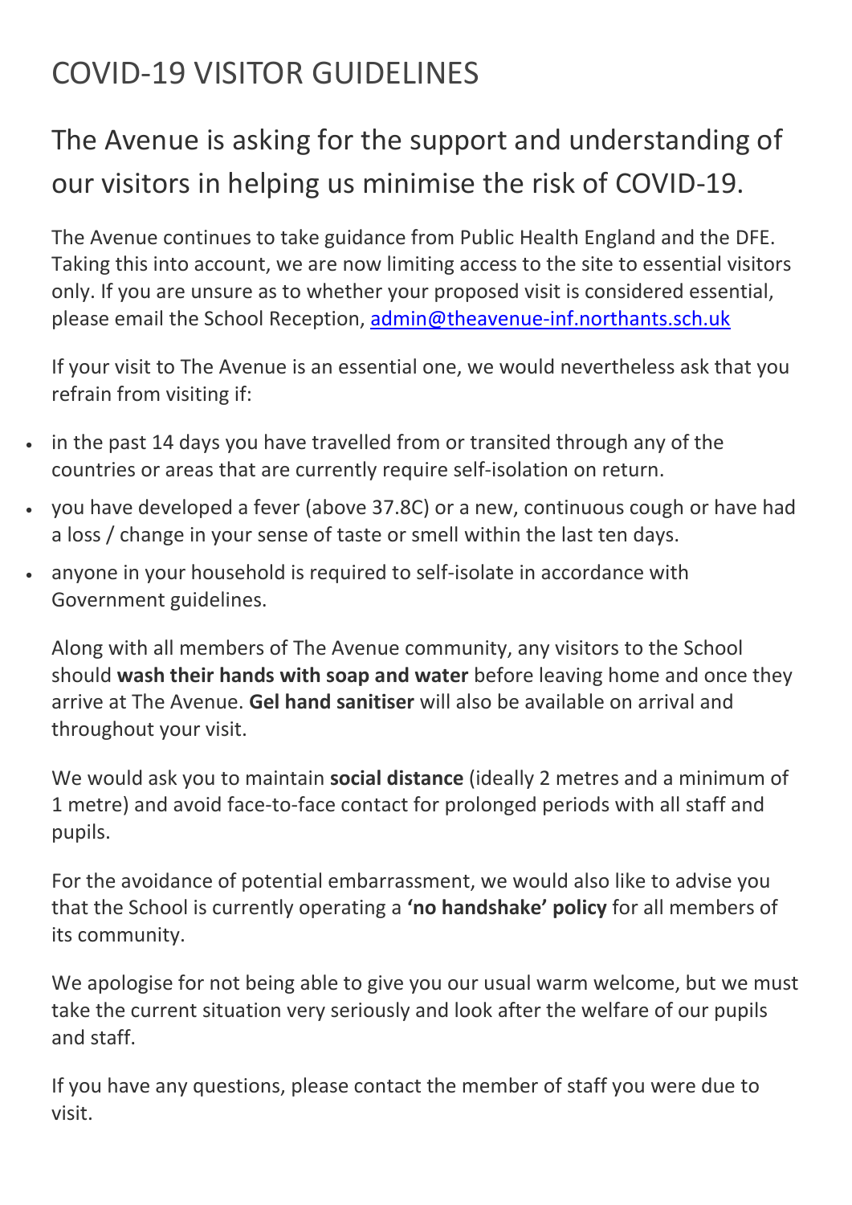# COVID-19 VISITOR GUIDELINES

## The Avenue is asking for the support and understanding of our visitors in helping us minimise the risk of COVID-19.

The Avenue continues to take guidance from Public Health England and the DFE. Taking this into account, we are now limiting access to the site to essential visitors only. If you are unsure as to whether your proposed visit is considered essential, please email the School Reception, admin@theavenue-inf.northants.sch.uk

If your visit to The Avenue is an essential one, we would nevertheless ask that you refrain from visiting if:

- in the past 14 days you have travelled from or transited through any of the countries or areas that are currently require self-isolation on return.
- you have developed a fever (above 37.8C) or a new, continuous cough or have had a loss / change in your sense of taste or smell within the last ten days.
- anyone in your household is required to self-isolate in accordance with Government guidelines.

Along with all members of The Avenue community, any visitors to the School should **wash their hands with soap and water** before leaving home and once they arrive at The Avenue. **Gel hand sanitiser** will also be available on arrival and throughout your visit.

We would ask you to maintain **social distance** (ideally 2 metres and a minimum of 1 metre) and avoid face-to-face contact for prolonged periods with all staff and pupils.

For the avoidance of potential embarrassment, we would also like to advise you that the School is currently operating a **'no handshake' policy** for all members of its community.

We apologise for not being able to give you our usual warm welcome, but we must take the current situation very seriously and look after the welfare of our pupils and staff.

If you have any questions, please contact the member of staff you were due to visit.